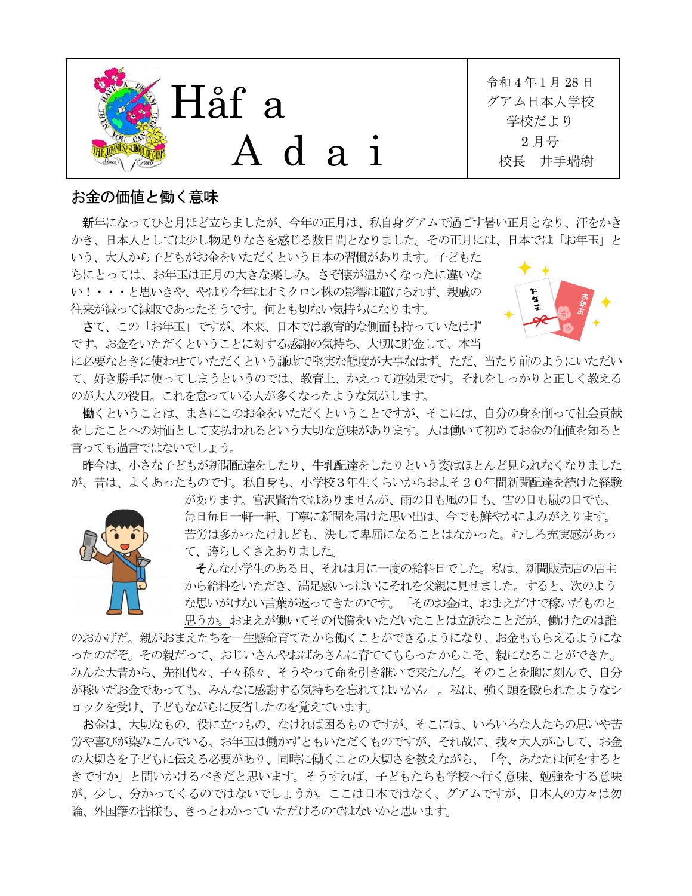# Håf a Adai

令和４年１月 28 日
グアム日本人学校
学校だより
２月号
校長　井手瑞樹

## お金の価値と働く意味

新年になってひと月ほど立ちましたが、今年の正月は、私自身グアムで過ごす暑い正月となり、汗をかきかき、日本人としては少し物足りなさを感じる数日間となりました。その正月には、日本では「お年玉」という、大人から子どもがお金をいただくという日本の習慣があります。子どもたちにとっては、お年玉は正月の大きな楽しみ。さぞ懐が温かくなったに違いない！・・・と思いきや、やはり今年はオミクロン株の影響は避けられず、親戚の往来が減って減収であったそうです。何とも切ない気持ちになります。

さて、この「お年玉」ですが、本来、日本では教育的な側面も持っていたはずです。お金をいただくということに対する感謝の気持ち、大切に貯金して、本当に必要なときに使わせていただくという謙虚で堅実な態度が大事なはず。ただ、当たり前のようにいただいて、好き勝手に使ってしまうというのでは、教育上、かえって逆効果です。それをしっかりと正しく教えるのが大人の役目。これを怠っている人が多くなったような気がします。

働くということは、まさにこのお金をいただくということですが、そこには、自分の身を削って社会貢献をしたことへの対価として支払われるという大切な意味があります。人は働いて初めてお金の価値を知ると言っても過言ではないでしょう。

昨今は、小さな子どもが新聞配達をしたり、牛乳配達をしたりという姿はほとんど見られなくなりましたが、昔は、よくあったものです。私自身も、小学校３年生くらいからおよそ２０年間新聞配達を続けた経験があります。宮沢賢治ではありませんが、雨の日も風の日も、雪の日も嵐の日でも、毎日毎日一軒一軒、丁寧に新聞を届けた思い出は、今でも鮮やかによみがえります。苦労は多かったけれども、決して卑屈になることはなかった。むしろ充実感があって、誇らしくさえありました。

そんな小学生のある日、それは月に一度の給料日でした。私は、新聞販売店の店主から給料をいただき、満足感いっぱいにそれを父親に見せました。すると、次のような思いがけない言葉が返ってきたのです。「そのお金は、おまえだけで稼いだものと思うか。おまえが働いてその代償をいただいたことは立派なことだが、働けたのは誰のおかげだ。親がおまえたちを一生懸命育てたから働くことができるようになり、お金ももらえるようになったのだぞ。その親だって、おじいさんやおばあさんに育ててもらったからこそ、親になることができた。みんな大昔から、先祖代々、子々孫々、そうやって命を引き継いで来たんだ。そのことを胸に刻んで、自分が稼いだお金であっても、みんなに感謝する気持ちを忘れてはいかん」。私は、強く頭を殴られたようなショックを受け、子どもながらに反省したのを覚えています。

お金は、大切なもの、役に立つもの、なければ困るものですが、そこには、いろいろな人たちの思いや苦労や喜びが染みこんでいる。お年玉は働かずともいただくものですが、それ故に、我々大人が心して、お金の大切さを子どもに伝える必要があり、同時に働くことの大切さを教えながら、「今、あなたは何をするときですか」と問いかけるべきだと思います。そうすれば、子どもたちも学校へ行く意味、勉強をする意味が、少し、分かってくるのではないでしょうか。ここは日本ではなく、グアムですが、日本人の方々は勿論、外国籍の皆様も、きっとわかっていただけるのではないかと思います。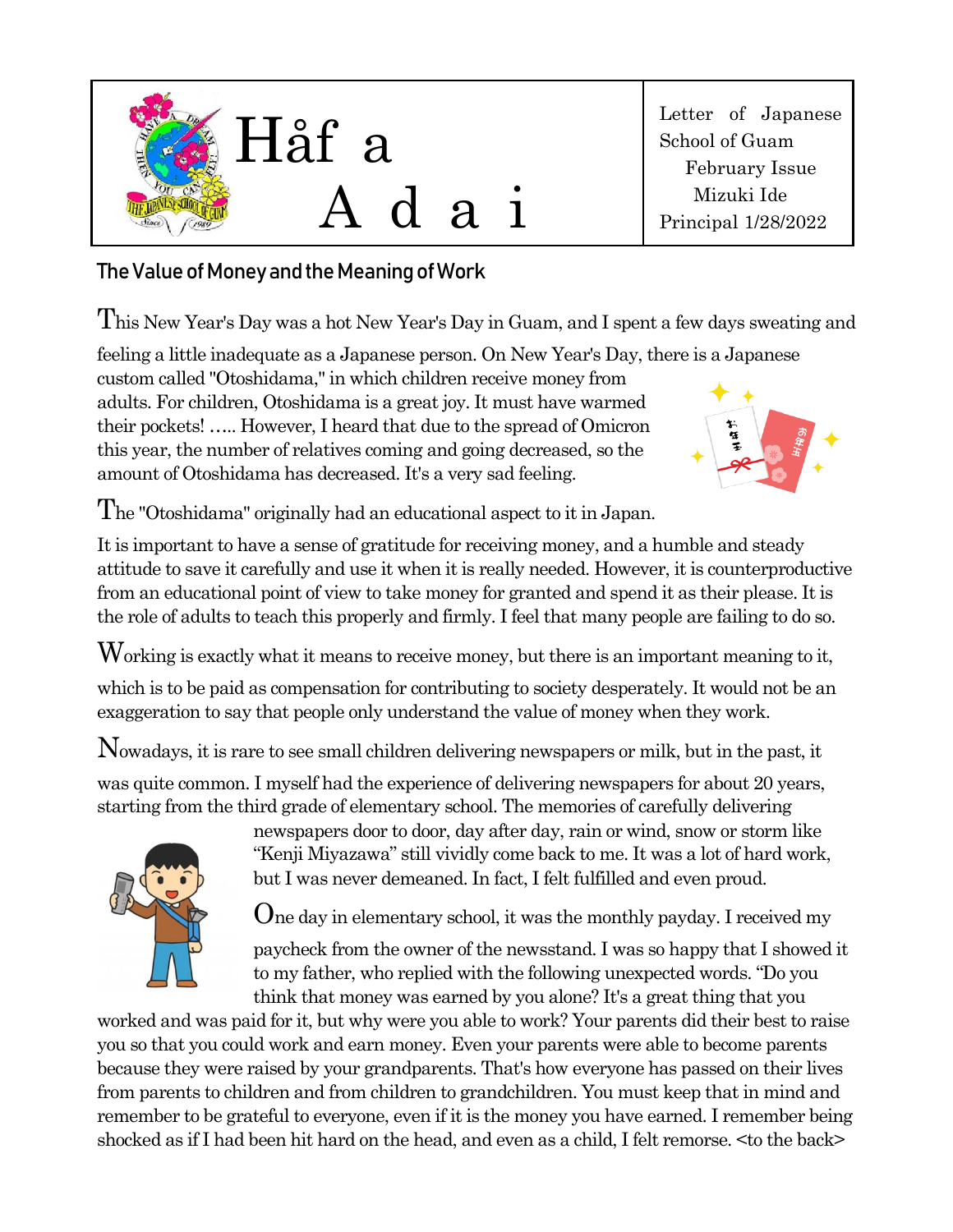Håf a Adai

Letter of Japanese School of Guam
February Issue
Mizuki Ide
Principal 1/28/2022

## The Value of Money and the Meaning of Work

This New Year's Day was a hot New Year's Day in Guam, and I spent a few days sweating and feeling a little inadequate as a Japanese person. On New Year's Day, there is a Japanese custom called "Otoshidama," in which children receive money from adults. For children, Otoshidama is a great joy. It must have warmed their pockets! ….. However, I heard that due to the spread of Omicron this year, the number of relatives coming and going decreased, so the amount of Otoshidama has decreased. It's a very sad feeling.

The "Otoshidama" originally had an educational aspect to it in Japan. It is important to have a sense of gratitude for receiving money, and a humble and steady attitude to save it carefully and use it when it is really needed. However, it is counterproductive from an educational point of view to take money for granted and spend it as their please. It is the role of adults to teach this properly and firmly. I feel that many people are failing to do so.

Working is exactly what it means to receive money, but there is an important meaning to it, which is to be paid as compensation for contributing to society desperately. It would not be an exaggeration to say that people only understand the value of money when they work.

Nowadays, it is rare to see small children delivering newspapers or milk, but in the past, it was quite common. I myself had the experience of delivering newspapers for about 20 years, starting from the third grade of elementary school. The memories of carefully delivering newspapers door to door, day after day, rain or wind, snow or storm like "Kenji Miyazawa" still vividly come back to me. It was a lot of hard work, but I was never demeaned. In fact, I felt fulfilled and even proud.

One day in elementary school, it was the monthly payday. I received my paycheck from the owner of the newsstand. I was so happy that I showed it to my father, who replied with the following unexpected words. "Do you think that money was earned by you alone? It's a great thing that you worked and was paid for it, but why were you able to work? Your parents did their best to raise you so that you could work and earn money. Even your parents were able to become parents because they were raised by your grandparents. That's how everyone has passed on their lives from parents to children and from children to grandchildren. You must keep that in mind and remember to be grateful to everyone, even if it is the money you have earned. I remember being shocked as if I had been hit hard on the head, and even as a child, I felt remorse. <to the back>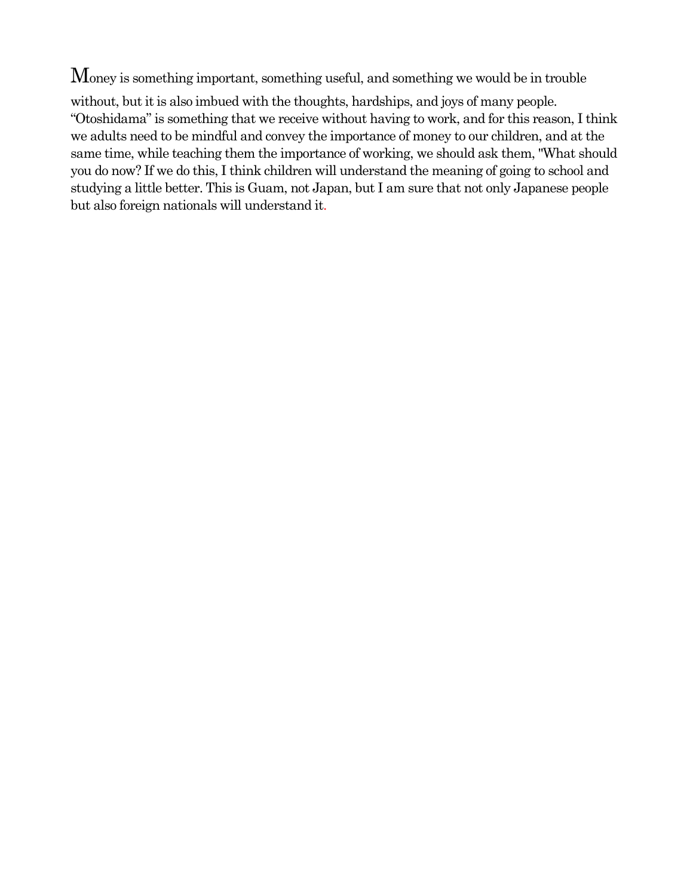Money is something important, something useful, and something we would be in trouble without, but it is also imbued with the thoughts, hardships, and joys of many people. “Otoshidama” is something that we receive without having to work, and for this reason, I think we adults need to be mindful and convey the importance of money to our children, and at the same time, while teaching them the importance of working, we should ask them, "What should you do now? If we do this, I think children will understand the meaning of going to school and studying a little better. This is Guam, not Japan, but I am sure that not only Japanese people but also foreign nationals will understand it.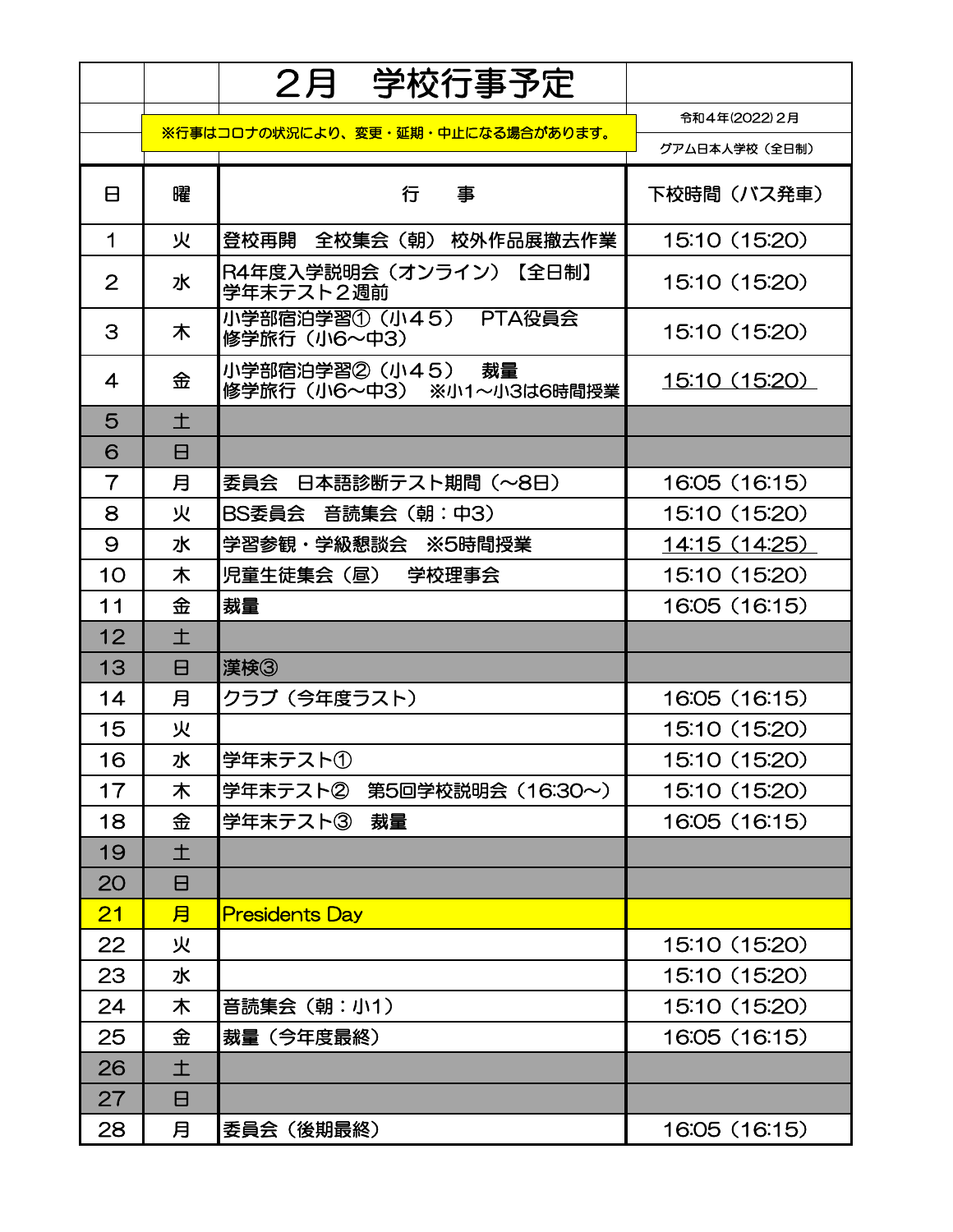# 2月　学校行事予定

※行事はコロナの状況により、変更・延期・中止になる場合があります。

令和４年(2022) 2月

グアム日本人学校（全日制）

| 日 | 曜 | 行　　事 | 下校時間（バス発車） |
|---|---|---|---|
| 1 | 火 | 登校再開　全校集会（朝）　校外作品展撤去作業 | 15:10（15:20） |
| 2 | 水 | R4年度入学説明会（オンライン）【全日制】<br>学年末テスト２週前 | 15:10（15:20） |
| 3 | 木 | 小学部宿泊学習①（小４５）　PTA役員会<br>修学旅行（小6～中3） | 15:10（15:20） |
| 4 | 金 | 小学部宿泊学習②（小４５）　裁量<br>修学旅行（小6～中3）　※小1～小3は6時間授業 | 15:10（15:20） |
| 5 | 土 | | |
| 6 | 日 | | |
| 7 | 月 | 委員会　日本語診断テスト期間（～8日） | 16:05（16:15） |
| 8 | 火 | BS委員会　音読集会（朝：中3） | 15:10（15:20） |
| 9 | 水 | 学習参観・学級懇談会　※5時間授業 | 14:15（14:25） |
| 10 | 木 | 児童生徒集会（昼）　学校理事会 | 15:10（15:20） |
| 11 | 金 | 裁量 | 16:05（16:15） |
| 12 | 土 | | |
| 13 | 日 | 漢検③ | |
| 14 | 月 | クラブ（今年度ラスト） | 16:05（16:15） |
| 15 | 火 | | 15:10（15:20） |
| 16 | 水 | 学年末テスト① | 15:10（15:20） |
| 17 | 木 | 学年末テスト②　第5回学校説明会（16:30～） | 15:10（15:20） |
| 18 | 金 | 学年末テスト③　裁量 | 16:05（16:15） |
| 19 | 土 | | |
| 20 | 日 | | |
| 21 | 月 | Presidents Day | |
| 22 | 火 | | 15:10（15:20） |
| 23 | 水 | | 15:10（15:20） |
| 24 | 木 | 音読集会（朝：小1） | 15:10（15:20） |
| 25 | 金 | 裁量（今年度最終） | 16:05（16:15） |
| 26 | 土 | | |
| 27 | 日 | | |
| 28 | 月 | 委員会（後期最終） | 16:05（16:15） |